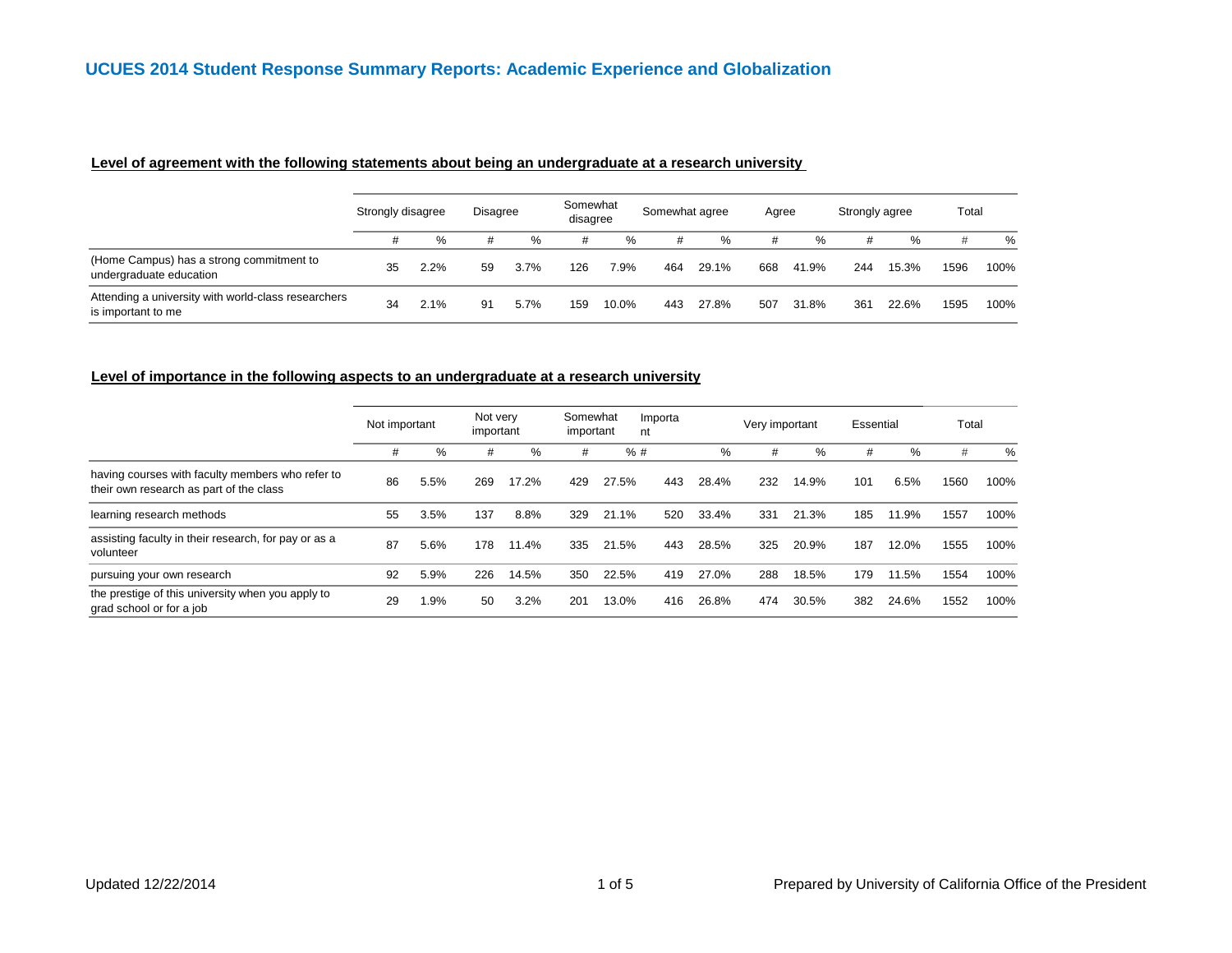# UCUES 2014 Student Response Summary Reports: Academic Experience and Globalization

## Level of agreement with the following statements about being an undergraduate at a research university

| | Strongly disagree | | Disagree | | Somewhat disagree | | Somewhat agree | | Agree | | Strongly agree | | Total | |
|---|---|---|---|---|---|---|---|---|---|---|---|---|---|---|
| | # | % | # | % | # | % | # | % | # | % | # | % | # | % |
| (Home Campus) has a strong commitment to undergraduate education | 35 | 2.2% | 59 | 3.7% | 126 | 7.9% | 464 | 29.1% | 668 | 41.9% | 244 | 15.3% | 1596 | 100% |
| Attending a university with world-class researchers is important to me | 34 | 2.1% | 91 | 5.7% | 159 | 10.0% | 443 | 27.8% | 507 | 31.8% | 361 | 22.6% | 1595 | 100% |

## Level of importance in the following aspects to an undergraduate at a research university

| | Not important | | Not very important | | Somewhat important | | Important | | Very important | | Essential | | Total | |
|---|---|---|---|---|---|---|---|---|---|---|---|---|---|---|
| | # | % | # | % | # | % | # | % | # | % | # | % | # | % |
| having courses with faculty members who refer to their own research as part of the class | 86 | 5.5% | 269 | 17.2% | 429 | 27.5% | 443 | 28.4% | 232 | 14.9% | 101 | 6.5% | 1560 | 100% |
| learning research methods | 55 | 3.5% | 137 | 8.8% | 329 | 21.1% | 520 | 33.4% | 331 | 21.3% | 185 | 11.9% | 1557 | 100% |
| assisting faculty in their research, for pay or as a volunteer | 87 | 5.6% | 178 | 11.4% | 335 | 21.5% | 443 | 28.5% | 325 | 20.9% | 187 | 12.0% | 1555 | 100% |
| pursuing your own research | 92 | 5.9% | 226 | 14.5% | 350 | 22.5% | 419 | 27.0% | 288 | 18.5% | 179 | 11.5% | 1554 | 100% |
| the prestige of this university when you apply to grad school or for a job | 29 | 1.9% | 50 | 3.2% | 201 | 13.0% | 416 | 26.8% | 474 | 30.5% | 382 | 24.6% | 1552 | 100% |

Updated 12/22/2014

Prepared by University of California Office of the President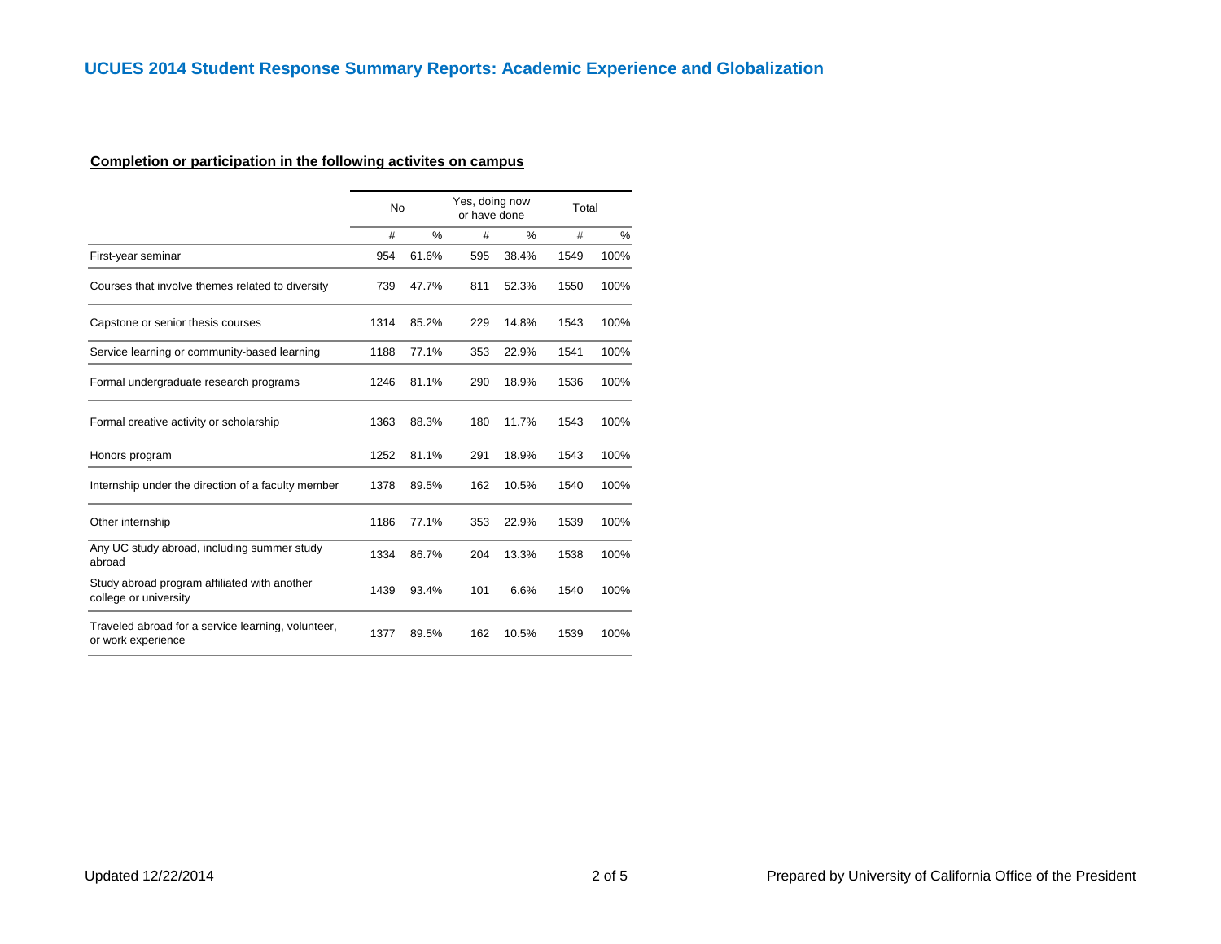## UCUES 2014 Student Response Summary Reports: Academic Experience and Globalization

### Completion or participation in the following activites on campus

| | No | | Yes, doing now or have done | | Total | |
|---|---|---|---|---|---|---|
| | # | % | # | % | # | % |
| First-year seminar | 954 | 61.6% | 595 | 38.4% | 1549 | 100% |
| Courses that involve themes related to diversity | 739 | 47.7% | 811 | 52.3% | 1550 | 100% |
| Capstone or senior thesis courses | 1314 | 85.2% | 229 | 14.8% | 1543 | 100% |
| Service learning or community-based learning | 1188 | 77.1% | 353 | 22.9% | 1541 | 100% |
| Formal undergraduate research programs | 1246 | 81.1% | 290 | 18.9% | 1536 | 100% |
| Formal creative activity or scholarship | 1363 | 88.3% | 180 | 11.7% | 1543 | 100% |
| Honors program | 1252 | 81.1% | 291 | 18.9% | 1543 | 100% |
| Internship under the direction of a faculty member | 1378 | 89.5% | 162 | 10.5% | 1540 | 100% |
| Other internship | 1186 | 77.1% | 353 | 22.9% | 1539 | 100% |
| Any UC study abroad, including summer study abroad | 1334 | 86.7% | 204 | 13.3% | 1538 | 100% |
| Study abroad program affiliated with another college or university | 1439 | 93.4% | 101 | 6.6% | 1540 | 100% |
| Traveled abroad for a service learning, volunteer, or work experience | 1377 | 89.5% | 162 | 10.5% | 1539 | 100% |

Updated 12/22/2014

Prepared by University of California Office of the President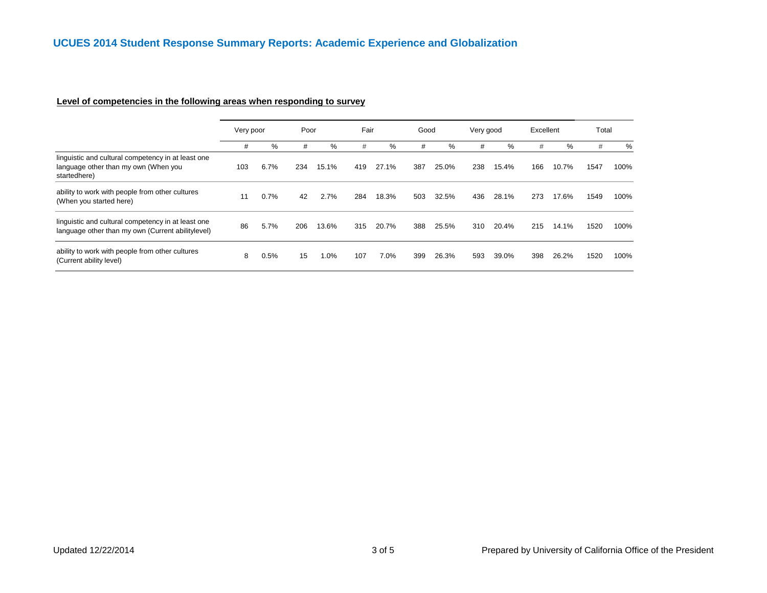# UCUES 2014 Student Response Summary Reports: Academic Experience and Globalization

**Level of competencies in the following areas when responding to survey**

| | Very poor | | Poor | | Fair | | Good | | Very good | | Excellent | | Total | |
|---|---|---|---|---|---|---|---|---|---|---|---|---|---|---|
| | # | % | # | % | # | % | # | % | # | % | # | % | # | % |
| linguistic and cultural competency in at least one language other than my own (When you startedhere) | 103 | 6.7% | 234 | 15.1% | 419 | 27.1% | 387 | 25.0% | 238 | 15.4% | 166 | 10.7% | 1547 | 100% |
| ability to work with people from other cultures (When you started here) | 11 | 0.7% | 42 | 2.7% | 284 | 18.3% | 503 | 32.5% | 436 | 28.1% | 273 | 17.6% | 1549 | 100% |
| linguistic and cultural competency in at least one language other than my own (Current abilitylevel) | 86 | 5.7% | 206 | 13.6% | 315 | 20.7% | 388 | 25.5% | 310 | 20.4% | 215 | 14.1% | 1520 | 100% |
| ability to work with people from other cultures (Current ability level) | 8 | 0.5% | 15 | 1.0% | 107 | 7.0% | 399 | 26.3% | 593 | 39.0% | 398 | 26.2% | 1520 | 100% |

Updated 12/22/2014

Prepared by University of California Office of the President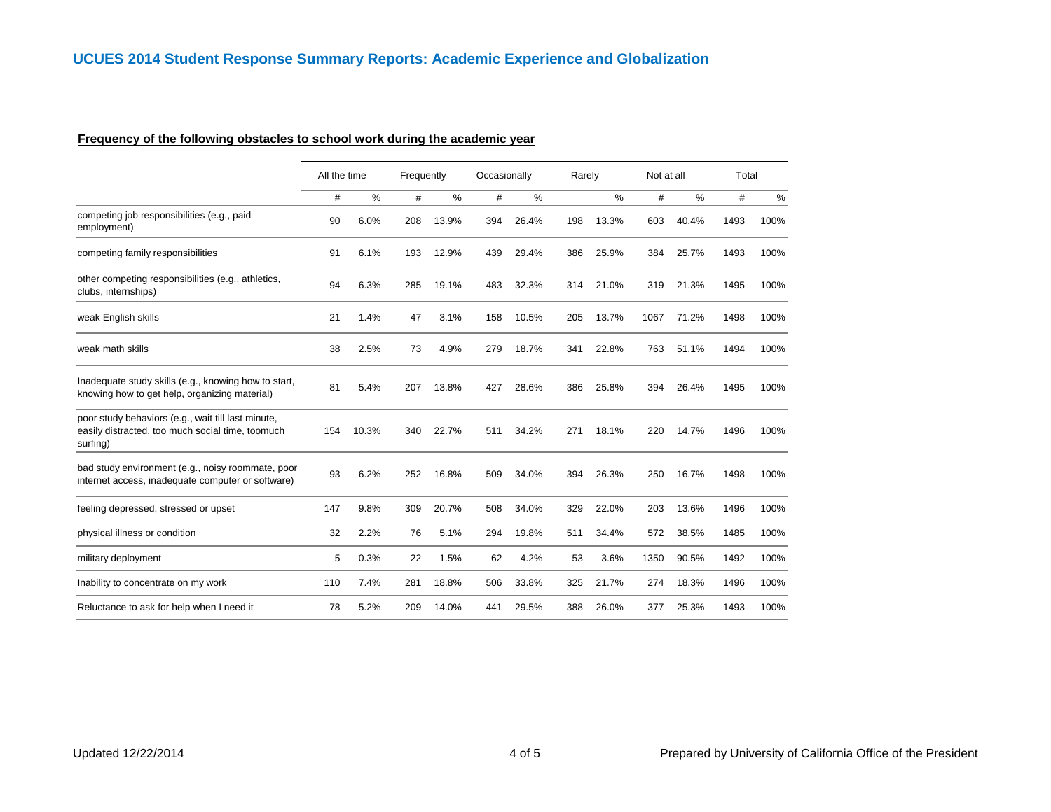## UCUES 2014 Student Response Summary Reports: Academic Experience and Globalization

**Frequency of the following obstacles to school work during the academic year**

| | All the time | | Frequently | | Occasionally | | Rarely | | Not at all | | Total | |
|---|---|---|---|---|---|---|---|---|---|---|---|---|
| | # | % | # | % | # | % | | % | # | % | # | % |
| competing job responsibilities (e.g., paid employment) | 90 | 6.0% | 208 | 13.9% | 394 | 26.4% | 198 | 13.3% | 603 | 40.4% | 1493 | 100% |
| competing family responsibilities | 91 | 6.1% | 193 | 12.9% | 439 | 29.4% | 386 | 25.9% | 384 | 25.7% | 1493 | 100% |
| other competing responsibilities (e.g., athletics, clubs, internships) | 94 | 6.3% | 285 | 19.1% | 483 | 32.3% | 314 | 21.0% | 319 | 21.3% | 1495 | 100% |
| weak English skills | 21 | 1.4% | 47 | 3.1% | 158 | 10.5% | 205 | 13.7% | 1067 | 71.2% | 1498 | 100% |
| weak math skills | 38 | 2.5% | 73 | 4.9% | 279 | 18.7% | 341 | 22.8% | 763 | 51.1% | 1494 | 100% |
| Inadequate study skills (e.g., knowing how to start, knowing how to get help, organizing material) | 81 | 5.4% | 207 | 13.8% | 427 | 28.6% | 386 | 25.8% | 394 | 26.4% | 1495 | 100% |
| poor study behaviors (e.g., wait till last minute, easily distracted, too much social time, toomuch surfing) | 154 | 10.3% | 340 | 22.7% | 511 | 34.2% | 271 | 18.1% | 220 | 14.7% | 1496 | 100% |
| bad study environment (e.g., noisy roommate, poor internet access, inadequate computer or software) | 93 | 6.2% | 252 | 16.8% | 509 | 34.0% | 394 | 26.3% | 250 | 16.7% | 1498 | 100% |
| feeling depressed, stressed or upset | 147 | 9.8% | 309 | 20.7% | 508 | 34.0% | 329 | 22.0% | 203 | 13.6% | 1496 | 100% |
| physical illness or condition | 32 | 2.2% | 76 | 5.1% | 294 | 19.8% | 511 | 34.4% | 572 | 38.5% | 1485 | 100% |
| military deployment | 5 | 0.3% | 22 | 1.5% | 62 | 4.2% | 53 | 3.6% | 1350 | 90.5% | 1492 | 100% |
| Inability to concentrate on my work | 110 | 7.4% | 281 | 18.8% | 506 | 33.8% | 325 | 21.7% | 274 | 18.3% | 1496 | 100% |
| Reluctance to ask for help when I need it | 78 | 5.2% | 209 | 14.0% | 441 | 29.5% | 388 | 26.0% | 377 | 25.3% | 1493 | 100% |

Updated 12/22/2014

Prepared by University of California Office of the President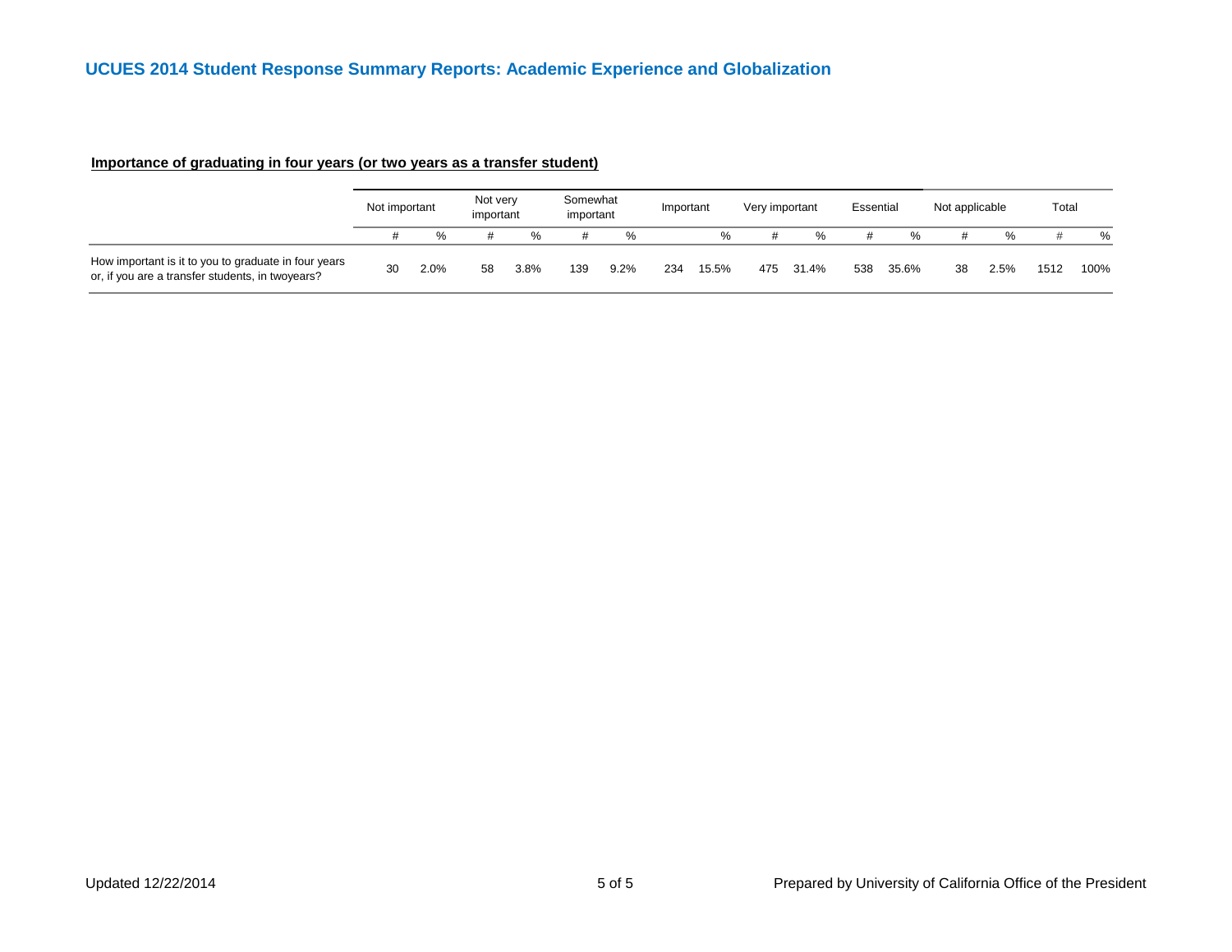# UCUES 2014 Student Response Summary Reports: Academic Experience and Globalization

**Importance of graduating in four years (or two years as a transfer student)**

| | Not important | | Not very important | | Somewhat important | | Important | | Very important | | Essential | | Not applicable | | Total | |
|---|---|---|---|---|---|---|---|---|---|---|---|---|---|---|---|---|
| | # | % | # | % | # | % | | % | # | % | # | % | # | % | # | % |
| How important is it to you to graduate in four years or, if you are a transfer students, in twoyears? | 30 | 2.0% | 58 | 3.8% | 139 | 9.2% | 234 | 15.5% | 475 | 31.4% | 538 | 35.6% | 38 | 2.5% | 1512 | 100% |